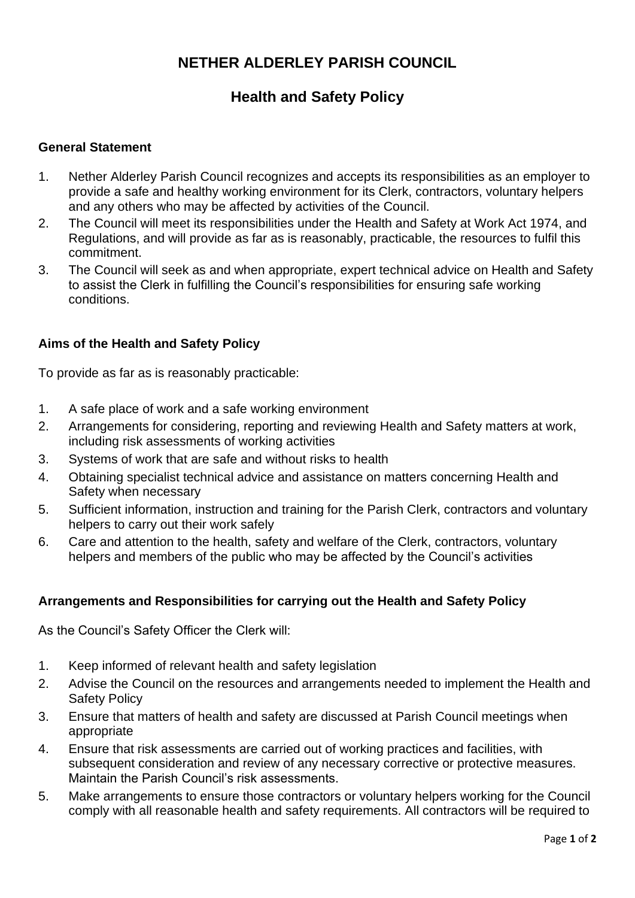# NETHER ALDERLEY PARISH COUNCIL

## Health and Safety Policy

**General Statement**

1. Nether Alderley Parish Council recognizes and accepts its responsibilities as an employer to provide a safe and healthy working environment for its Clerk, contractors, voluntary helpers and any others who may be affected by activities of the Council.
2. The Council will meet its responsibilities under the Health and Safety at Work Act 1974, and Regulations, and will provide as far as is reasonably, practicable, the resources to fulfil this commitment.
3. The Council will seek as and when appropriate, expert technical advice on Health and Safety to assist the Clerk in fulfilling the Council's responsibilities for ensuring safe working conditions.

**Aims of the Health and Safety Policy**

To provide as far as is reasonably practicable:

1. A safe place of work and a safe working environment
2. Arrangements for considering, reporting and reviewing Health and Safety matters at work, including risk assessments of working activities
3. Systems of work that are safe and without risks to health
4. Obtaining specialist technical advice and assistance on matters concerning Health and Safety when necessary
5. Sufficient information, instruction and training for the Parish Clerk, contractors and voluntary helpers to carry out their work safely
6. Care and attention to the health, safety and welfare of the Clerk, contractors, voluntary helpers and members of the public who may be affected by the Council's activities

**Arrangements and Responsibilities for carrying out the Health and Safety Policy**

As the Council's Safety Officer the Clerk will:

1. Keep informed of relevant health and safety legislation
2. Advise the Council on the resources and arrangements needed to implement the Health and Safety Policy
3. Ensure that matters of health and safety are discussed at Parish Council meetings when appropriate
4. Ensure that risk assessments are carried out of working practices and facilities, with subsequent consideration and review of any necessary corrective or protective measures. Maintain the Parish Council's risk assessments.
5. Make arrangements to ensure those contractors or voluntary helpers working for the Council comply with all reasonable health and safety requirements. All contractors will be required to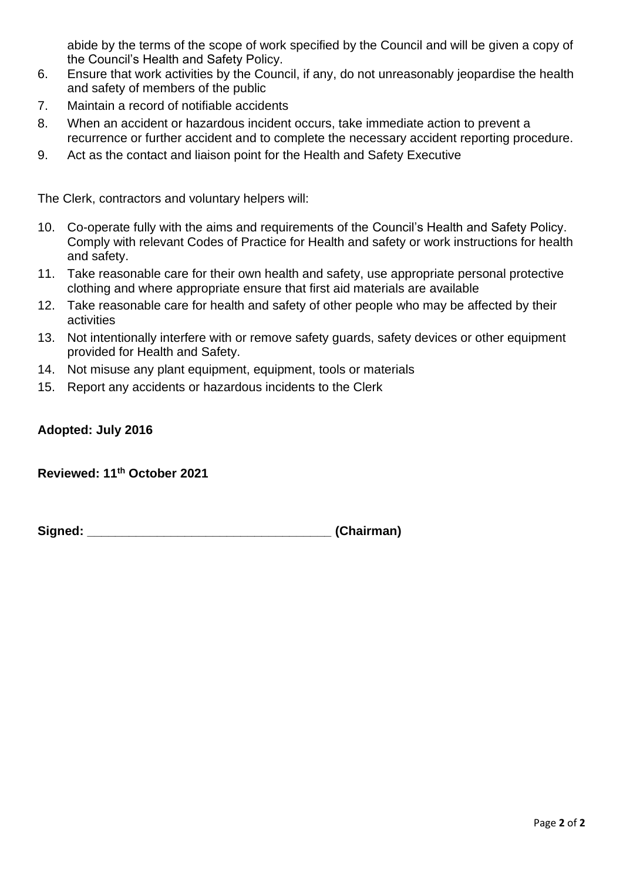abide by the terms of the scope of work specified by the Council and will be given a copy of the Council's Health and Safety Policy.

6. Ensure that work activities by the Council, if any, do not unreasonably jeopardise the health and safety of members of the public
7. Maintain a record of notifiable accidents
8. When an accident or hazardous incident occurs, take immediate action to prevent a recurrence or further accident and to complete the necessary accident reporting procedure.
9. Act as the contact and liaison point for the Health and Safety Executive

The Clerk, contractors and voluntary helpers will:

10. Co-operate fully with the aims and requirements of the Council's Health and Safety Policy. Comply with relevant Codes of Practice for Health and safety or work instructions for health and safety.
11. Take reasonable care for their own health and safety, use appropriate personal protective clothing and where appropriate ensure that first aid materials are available
12. Take reasonable care for health and safety of other people who may be affected by their activities
13. Not intentionally interfere with or remove safety guards, safety devices or other equipment provided for Health and Safety.
14. Not misuse any plant equipment, equipment, tools or materials
15. Report any accidents or hazardous incidents to the Clerk

**Adopted: July 2016**

**Reviewed: 11th October 2021**

**Signed: __________________________________ (Chairman)**